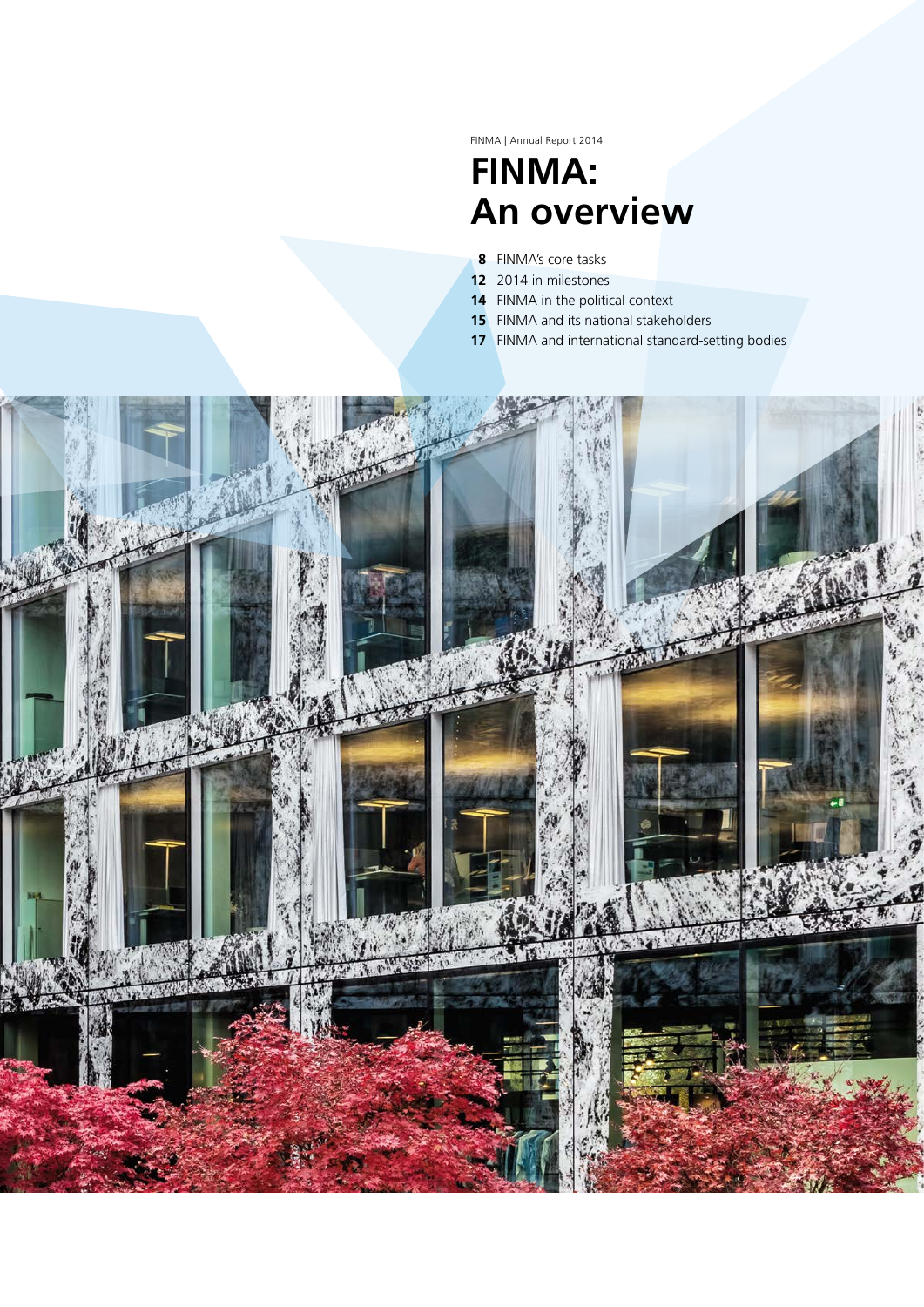FINMA | Annual Report 2014

# FINMA: An overview

**8** FINMA's core tasks
**12** 2014 in milestones
**14** FINMA in the political context
**15** FINMA and its national stakeholders
**17** FINMA and international standard-setting bodies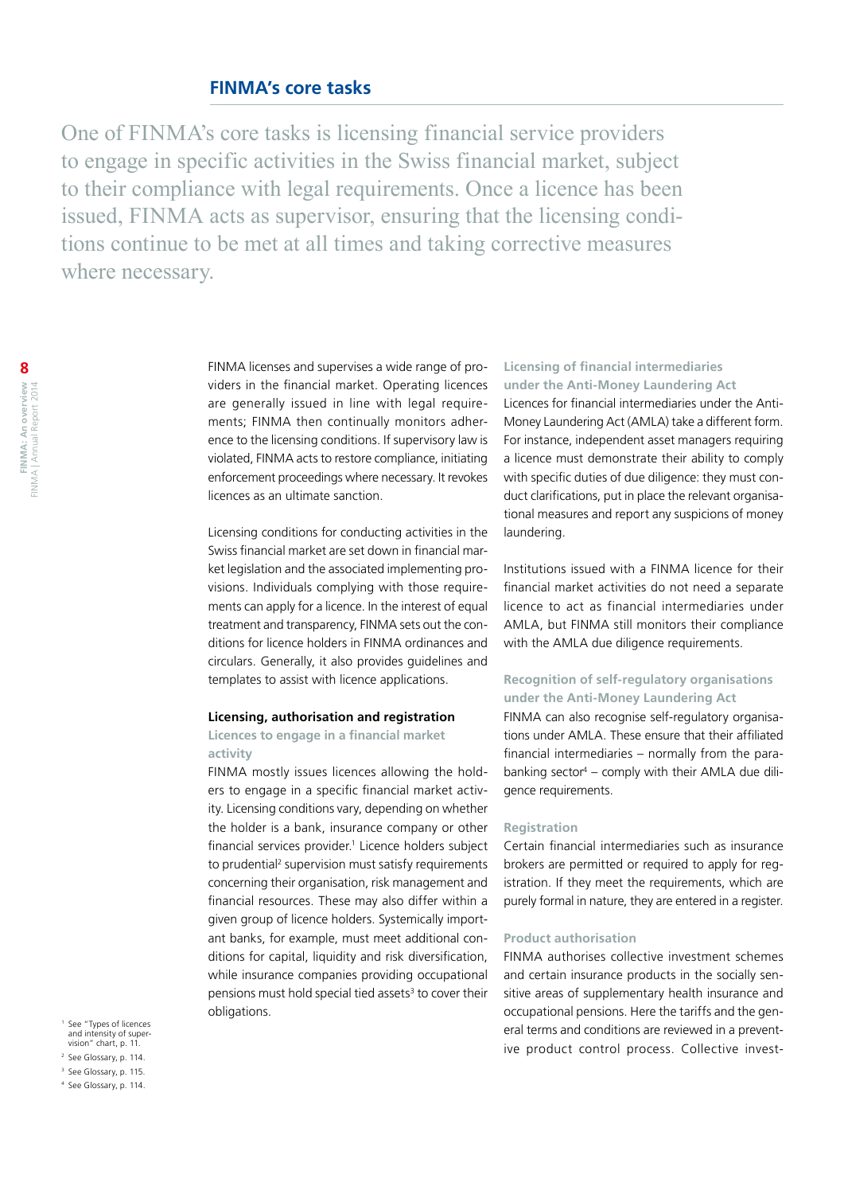## FINMA's core tasks

One of FINMA's core tasks is licensing financial service providers to engage in specific activities in the Swiss financial market, subject to their compliance with legal requirements. Once a licence has been issued, FINMA acts as supervisor, ensuring that the licensing conditions continue to be met at all times and taking corrective measures where necessary.

FINMA licenses and supervises a wide range of providers in the financial market. Operating licences are generally issued in line with legal requirements; FINMA then continually monitors adherence to the licensing conditions. If supervisory law is violated, FINMA acts to restore compliance, initiating enforcement proceedings where necessary. It revokes licences as an ultimate sanction.

Licensing conditions for conducting activities in the Swiss financial market are set down in financial market legislation and the associated implementing provisions. Individuals complying with those requirements can apply for a licence. In the interest of equal treatment and transparency, FINMA sets out the conditions for licence holders in FINMA ordinances and circulars. Generally, it also provides guidelines and templates to assist with licence applications.

### Licensing, authorisation and registration

#### Licences to engage in a financial market activity

FINMA mostly issues licences allowing the holders to engage in a specific financial market activity. Licensing conditions vary, depending on whether the holder is a bank, insurance company or other financial services provider.[1] Licence holders subject to prudential[2] supervision must satisfy requirements concerning their organisation, risk management and financial resources. These may also differ within a given group of licence holders. Systemically important banks, for example, must meet additional conditions for capital, liquidity and risk diversification, while insurance companies providing occupational pensions must hold special tied assets[3] to cover their obligations.

#### Licensing of financial intermediaries under the Anti-Money Laundering Act

Licences for financial intermediaries under the Anti-Money Laundering Act (AMLA) take a different form. For instance, independent asset managers requiring a licence must demonstrate their ability to comply with specific duties of due diligence: they must conduct clarifications, put in place the relevant organisational measures and report any suspicions of money laundering.

Institutions issued with a FINMA licence for their financial market activities do not need a separate licence to act as financial intermediaries under AMLA, but FINMA still monitors their compliance with the AMLA due diligence requirements.

#### Recognition of self-regulatory organisations under the Anti-Money Laundering Act

FINMA can also recognise self-regulatory organisations under AMLA. These ensure that their affiliated financial intermediaries – normally from the parabanking sector[4] – comply with their AMLA due diligence requirements.

#### Registration

Certain financial intermediaries such as insurance brokers are permitted or required to apply for registration. If they meet the requirements, which are purely formal in nature, they are entered in a register.

#### Product authorisation

FINMA authorises collective investment schemes and certain insurance products in the socially sensitive areas of supplementary health insurance and occupational pensions. Here the tariffs and the general terms and conditions are reviewed in a preventive product control process. Collective invest-

[1] See "Types of licences and intensity of supervision" chart, p. 11.

[2] See Glossary, p. 114.

[3] See Glossary, p. 115.

[4] See Glossary, p. 114.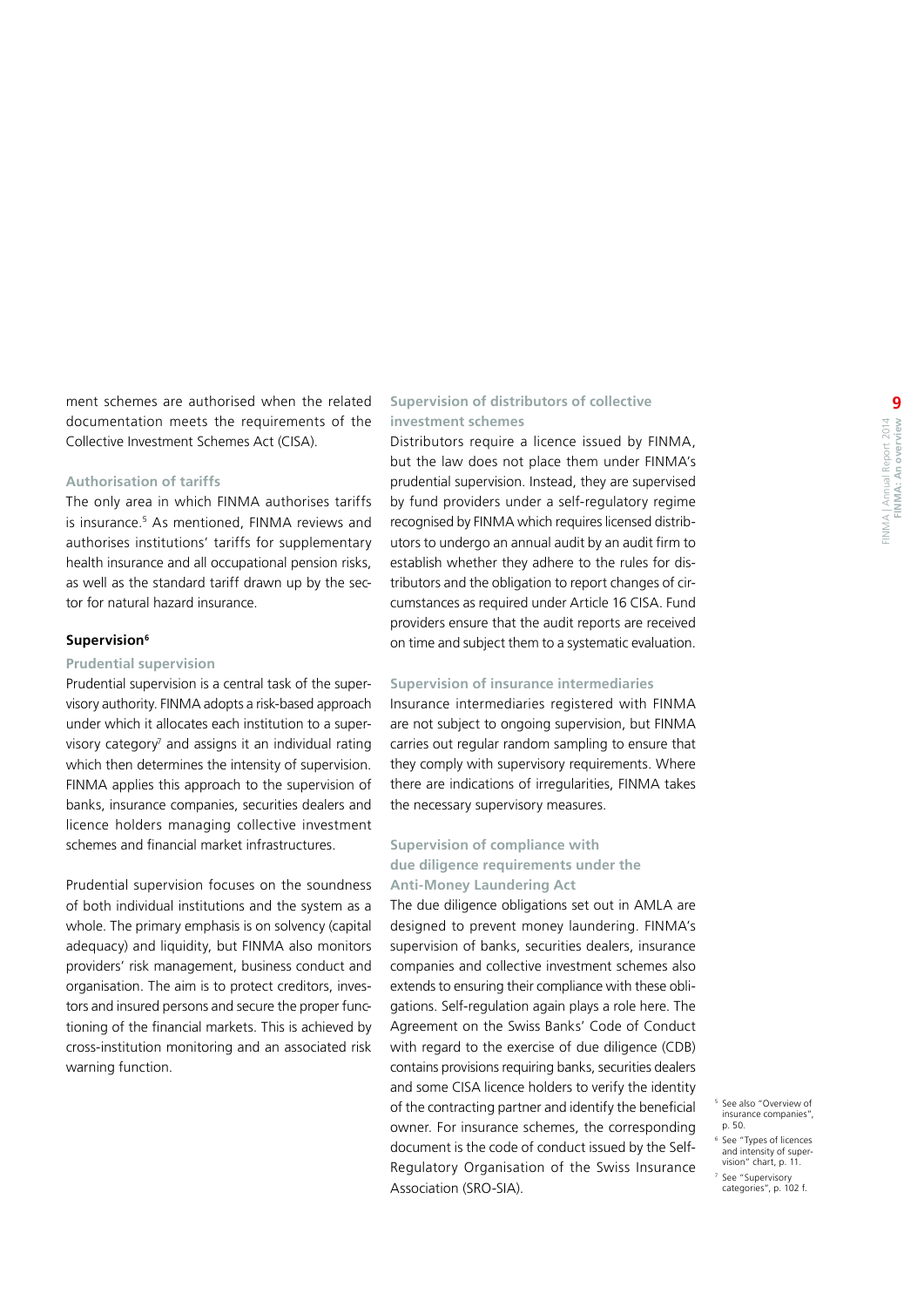ment schemes are authorised when the related documentation meets the requirements of the Collective Investment Schemes Act (CISA).

### Authorisation of tariffs

The only area in which FINMA authorises tariffs is insurance.[5] As mentioned, FINMA reviews and authorises institutions' tariffs for supplementary health insurance and all occupational pension risks, as well as the standard tariff drawn up by the sector for natural hazard insurance.

## Supervision[6]

### Prudential supervision

Prudential supervision is a central task of the supervisory authority. FINMA adopts a risk-based approach under which it allocates each institution to a supervisory category[7] and assigns it an individual rating which then determines the intensity of supervision. FINMA applies this approach to the supervision of banks, insurance companies, securities dealers and licence holders managing collective investment schemes and financial market infrastructures.

Prudential supervision focuses on the soundness of both individual institutions and the system as a whole. The primary emphasis is on solvency (capital adequacy) and liquidity, but FINMA also monitors providers' risk management, business conduct and organisation. The aim is to protect creditors, investors and insured persons and secure the proper functioning of the financial markets. This is achieved by cross-institution monitoring and an associated risk warning function.

### Supervision of distributors of collective investment schemes

Distributors require a licence issued by FINMA, but the law does not place them under FINMA's prudential supervision. Instead, they are supervised by fund providers under a self-regulatory regime recognised by FINMA which requires licensed distributors to undergo an annual audit by an audit firm to establish whether they adhere to the rules for distributors and the obligation to report changes of circumstances as required under Article 16 CISA. Fund providers ensure that the audit reports are received on time and subject them to a systematic evaluation.

### Supervision of insurance intermediaries

Insurance intermediaries registered with FINMA are not subject to ongoing supervision, but FINMA carries out regular random sampling to ensure that they comply with supervisory requirements. Where there are indications of irregularities, FINMA takes the necessary supervisory measures.

### Supervision of compliance with due diligence requirements under the Anti-Money Laundering Act

The due diligence obligations set out in AMLA are designed to prevent money laundering. FINMA's supervision of banks, securities dealers, insurance companies and collective investment schemes also extends to ensuring their compliance with these obligations. Self-regulation again plays a role here. The Agreement on the Swiss Banks' Code of Conduct with regard to the exercise of due diligence (CDB) contains provisions requiring banks, securities dealers and some CISA licence holders to verify the identity of the contracting partner and identify the beneficial owner. For insurance schemes, the corresponding document is the code of conduct issued by the Self-Regulatory Organisation of the Swiss Insurance Association (SRO-SIA).

[5] See also "Overview of insurance companies", p. 50.

[6] See "Types of licences and intensity of supervision" chart, p. 11.

[7] See "Supervisory categories", p. 102 f.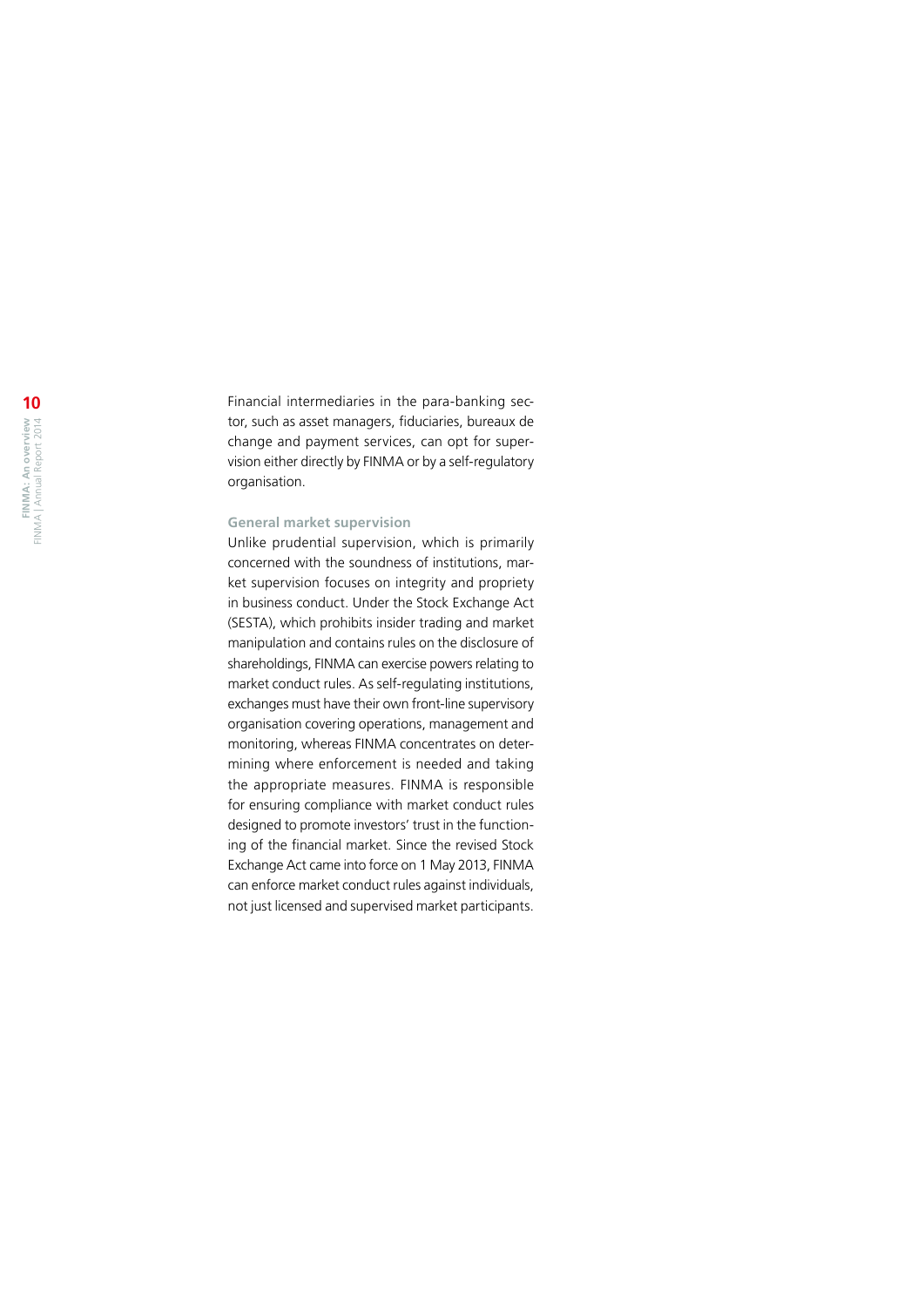Financial intermediaries in the para-banking sector, such as asset managers, fiduciaries, bureaux de change and payment services, can opt for supervision either directly by FINMA or by a self-regulatory organisation.

### General market supervision

Unlike prudential supervision, which is primarily concerned with the soundness of institutions, market supervision focuses on integrity and propriety in business conduct. Under the Stock Exchange Act (SESTA), which prohibits insider trading and market manipulation and contains rules on the disclosure of shareholdings, FINMA can exercise powers relating to market conduct rules. As self-regulating institutions, exchanges must have their own front-line supervisory organisation covering operations, management and monitoring, whereas FINMA concentrates on determining where enforcement is needed and taking the appropriate measures. FINMA is responsible for ensuring compliance with market conduct rules designed to promote investors' trust in the functioning of the financial market. Since the revised Stock Exchange Act came into force on 1 May 2013, FINMA can enforce market conduct rules against individuals, not just licensed and supervised market participants.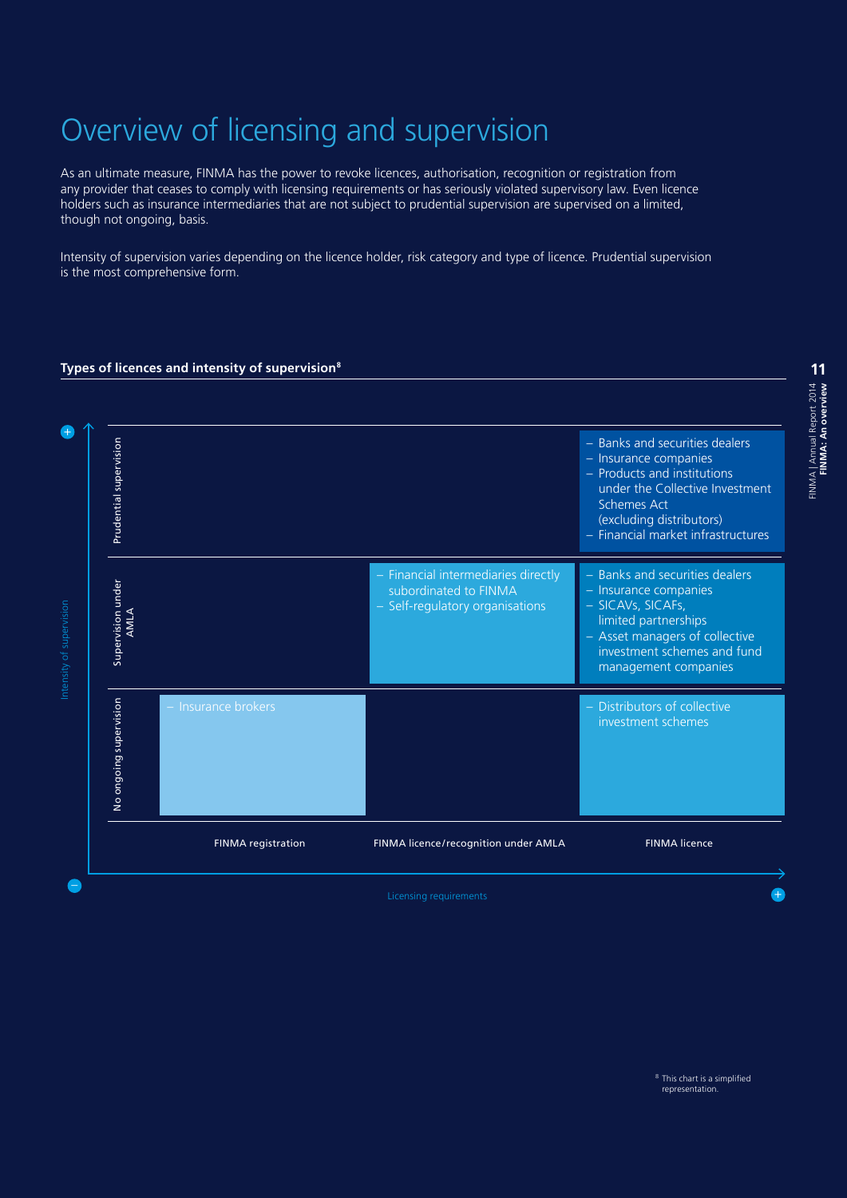# Overview of licensing and supervision

As an ultimate measure, FINMA has the power to revoke licences, authorisation, recognition or registration from any provider that ceases to comply with licensing requirements or has seriously violated supervisory law. Even licence holders such as insurance intermediaries that are not subject to prudential supervision are supervised on a limited, though not ongoing, basis.

Intensity of supervision varies depending on the licence holder, risk category and type of licence. Prudential supervision is the most comprehensive form.

**Types of licences and intensity of supervision**[8]

Intensity of supervision

Prudential supervision

- Banks and securities dealers
- Insurance companies
- Products and institutions under the Collective Investment Schemes Act (excluding distributors)
- Financial market infrastructures

Supervision under AMLA

- Financial intermediaries directly subordinated to FINMA
- Self-regulatory organisations

- Banks and securities dealers
- Insurance companies
- SICAVs, SICAFs, limited partnerships
- Asset managers of collective investment schemes and fund management companies

No ongoing supervision

- Insurance brokers

- Distributors of collective investment schemes

FINMA registration

FINMA licence/recognition under AMLA

FINMA licence

Licensing requirements

[8] This chart is a simplified representation.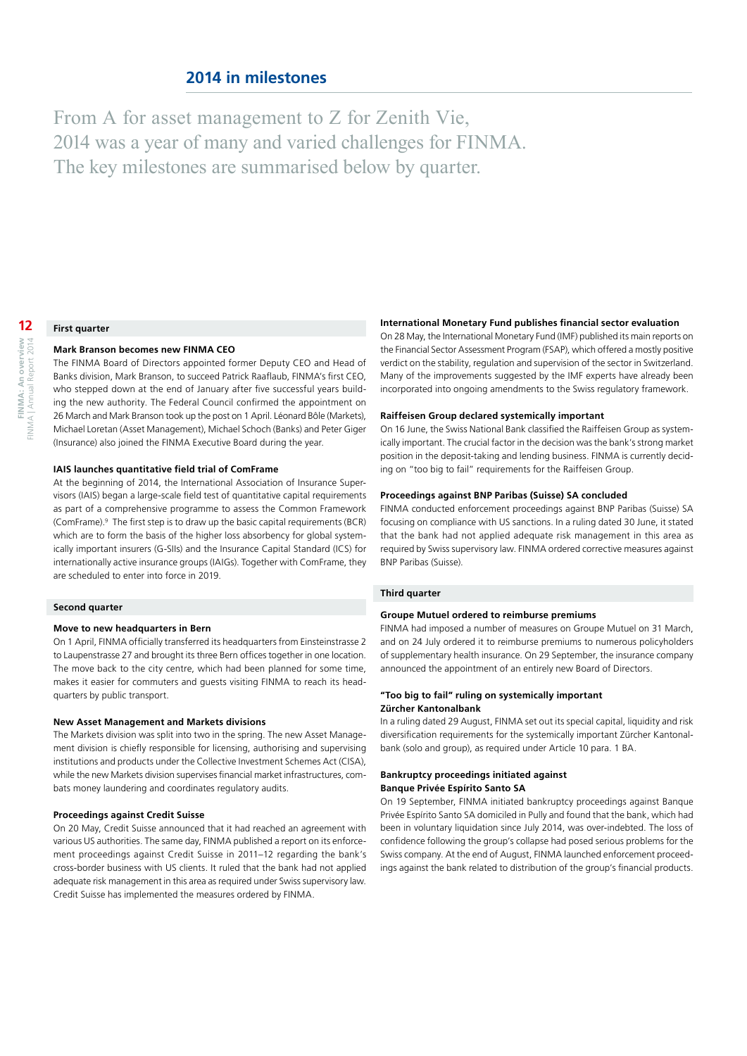## 2014 in milestones

From A for asset management to Z for Zenith Vie, 2014 was a year of many and varied challenges for FINMA. The key milestones are summarised below by quarter.

### First quarter

**Mark Branson becomes new FINMA CEO**

The FINMA Board of Directors appointed former Deputy CEO and Head of Banks division, Mark Branson, to succeed Patrick Raaflaub, FINMA's first CEO, who stepped down at the end of January after five successful years building the new authority. The Federal Council confirmed the appointment on 26 March and Mark Branson took up the post on 1 April. Léonard Bôle (Markets), Michael Loretan (Asset Management), Michael Schoch (Banks) and Peter Giger (Insurance) also joined the FINMA Executive Board during the year.

**IAIS launches quantitative field trial of ComFrame**

At the beginning of 2014, the International Association of Insurance Supervisors (IAIS) began a large-scale field test of quantitative capital requirements as part of a comprehensive programme to assess the Common Framework (ComFrame).[9] The first step is to draw up the basic capital requirements (BCR) which are to form the basis of the higher loss absorbency for global systemically important insurers (G-SIIs) and the Insurance Capital Standard (ICS) for internationally active insurance groups (IAIGs). Together with ComFrame, they are scheduled to enter into force in 2019.

### Second quarter

**Move to new headquarters in Bern**

On 1 April, FINMA officially transferred its headquarters from Einsteinstrasse 2 to Laupenstrasse 27 and brought its three Bern offices together in one location. The move back to the city centre, which had been planned for some time, makes it easier for commuters and guests visiting FINMA to reach its headquarters by public transport.

**New Asset Management and Markets divisions**

The Markets division was split into two in the spring. The new Asset Management division is chiefly responsible for licensing, authorising and supervising institutions and products under the Collective Investment Schemes Act (CISA), while the new Markets division supervises financial market infrastructures, combats money laundering and coordinates regulatory audits.

**Proceedings against Credit Suisse**

On 20 May, Credit Suisse announced that it had reached an agreement with various US authorities. The same day, FINMA published a report on its enforcement proceedings against Credit Suisse in 2011–12 regarding the bank's cross-border business with US clients. It ruled that the bank had not applied adequate risk management in this area as required under Swiss supervisory law. Credit Suisse has implemented the measures ordered by FINMA.

**International Monetary Fund publishes financial sector evaluation**

On 28 May, the International Monetary Fund (IMF) published its main reports on the Financial Sector Assessment Program (FSAP), which offered a mostly positive verdict on the stability, regulation and supervision of the sector in Switzerland. Many of the improvements suggested by the IMF experts have already been incorporated into ongoing amendments to the Swiss regulatory framework.

**Raiffeisen Group declared systemically important**

On 16 June, the Swiss National Bank classified the Raiffeisen Group as systemically important. The crucial factor in the decision was the bank's strong market position in the deposit-taking and lending business. FINMA is currently deciding on "too big to fail" requirements for the Raiffeisen Group.

**Proceedings against BNP Paribas (Suisse) SA concluded**

FINMA conducted enforcement proceedings against BNP Paribas (Suisse) SA focusing on compliance with US sanctions. In a ruling dated 30 June, it stated that the bank had not applied adequate risk management in this area as required by Swiss supervisory law. FINMA ordered corrective measures against BNP Paribas (Suisse).

### Third quarter

**Groupe Mutuel ordered to reimburse premiums**

FINMA had imposed a number of measures on Groupe Mutuel on 31 March, and on 24 July ordered it to reimburse premiums to numerous policyholders of supplementary health insurance. On 29 September, the insurance company announced the appointment of an entirely new Board of Directors.

**"Too big to fail" ruling on systemically important Zürcher Kantonalbank**

In a ruling dated 29 August, FINMA set out its special capital, liquidity and risk diversification requirements for the systemically important Zürcher Kantonalbank (solo and group), as required under Article 10 para. 1 BA.

**Bankruptcy proceedings initiated against Banque Privée Espírito Santo SA**

On 19 September, FINMA initiated bankruptcy proceedings against Banque Privée Espírito Santo SA domiciled in Pully and found that the bank, which had been in voluntary liquidation since July 2014, was over-indebted. The loss of confidence following the group's collapse had posed serious problems for the Swiss company. At the end of August, FINMA launched enforcement proceedings against the bank related to distribution of the group's financial products.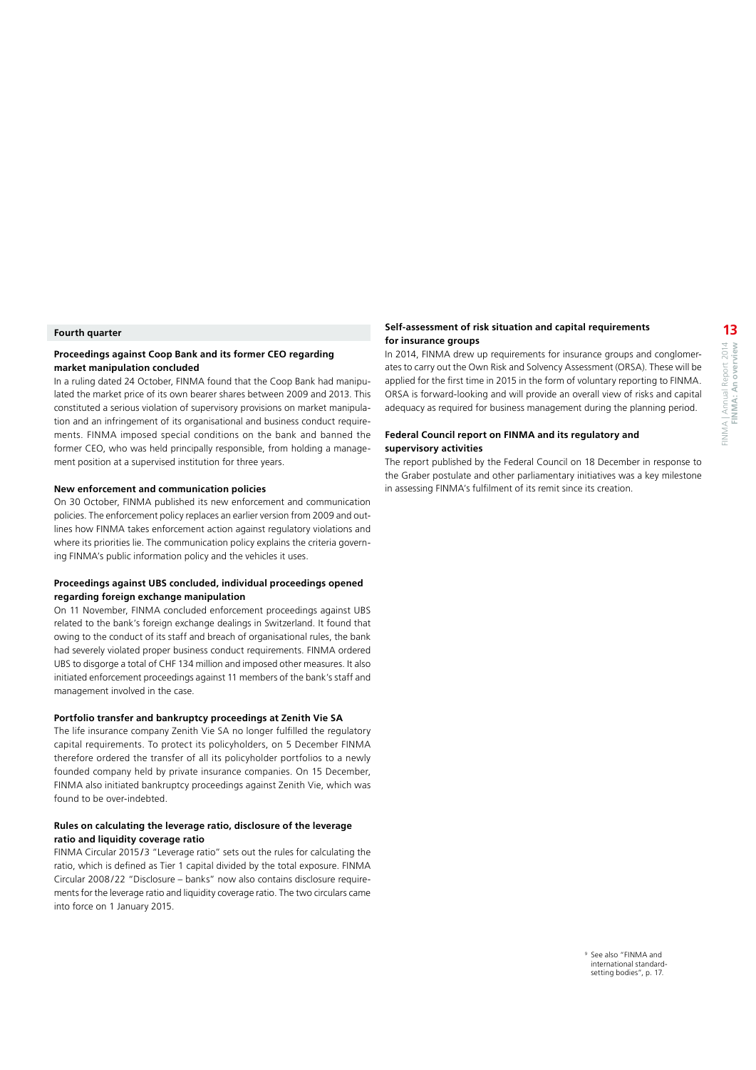## Fourth quarter

### Proceedings against Coop Bank and its former CEO regarding market manipulation concluded

In a ruling dated 24 October, FINMA found that the Coop Bank had manipulated the market price of its own bearer shares between 2009 and 2013. This constituted a serious violation of supervisory provisions on market manipulation and an infringement of its organisational and business conduct requirements. FINMA imposed special conditions on the bank and banned the former CEO, who was held principally responsible, from holding a management position at a supervised institution for three years.

### New enforcement and communication policies

On 30 October, FINMA published its new enforcement and communication policies. The enforcement policy replaces an earlier version from 2009 and outlines how FINMA takes enforcement action against regulatory violations and where its priorities lie. The communication policy explains the criteria governing FINMA's public information policy and the vehicles it uses.

### Proceedings against UBS concluded, individual proceedings opened regarding foreign exchange manipulation

On 11 November, FINMA concluded enforcement proceedings against UBS related to the bank's foreign exchange dealings in Switzerland. It found that owing to the conduct of its staff and breach of organisational rules, the bank had severely violated proper business conduct requirements. FINMA ordered UBS to disgorge a total of CHF 134 million and imposed other measures. It also initiated enforcement proceedings against 11 members of the bank's staff and management involved in the case.

### Portfolio transfer and bankruptcy proceedings at Zenith Vie SA

The life insurance company Zenith Vie SA no longer fulfilled the regulatory capital requirements. To protect its policyholders, on 5 December FINMA therefore ordered the transfer of all its policyholder portfolios to a newly founded company held by private insurance companies. On 15 December, FINMA also initiated bankruptcy proceedings against Zenith Vie, which was found to be over-indebted.

### Rules on calculating the leverage ratio, disclosure of the leverage ratio and liquidity coverage ratio

FINMA Circular 2015/3 "Leverage ratio" sets out the rules for calculating the ratio, which is defined as Tier 1 capital divided by the total exposure. FINMA Circular 2008/22 "Disclosure – banks" now also contains disclosure requirements for the leverage ratio and liquidity coverage ratio. The two circulars came into force on 1 January 2015.

### Self-assessment of risk situation and capital requirements for insurance groups

In 2014, FINMA drew up requirements for insurance groups and conglomerates to carry out the Own Risk and Solvency Assessment (ORSA). These will be applied for the first time in 2015 in the form of voluntary reporting to FINMA. ORSA is forward-looking and will provide an overall view of risks and capital adequacy as required for business management during the planning period.

### Federal Council report on FINMA and its regulatory and supervisory activities

The report published by the Federal Council on 18 December in response to the Graber postulate and other parliamentary initiatives was a key milestone in assessing FINMA's fulfilment of its remit since its creation.

[9] See also "FINMA and international standard-setting bodies", p. 17.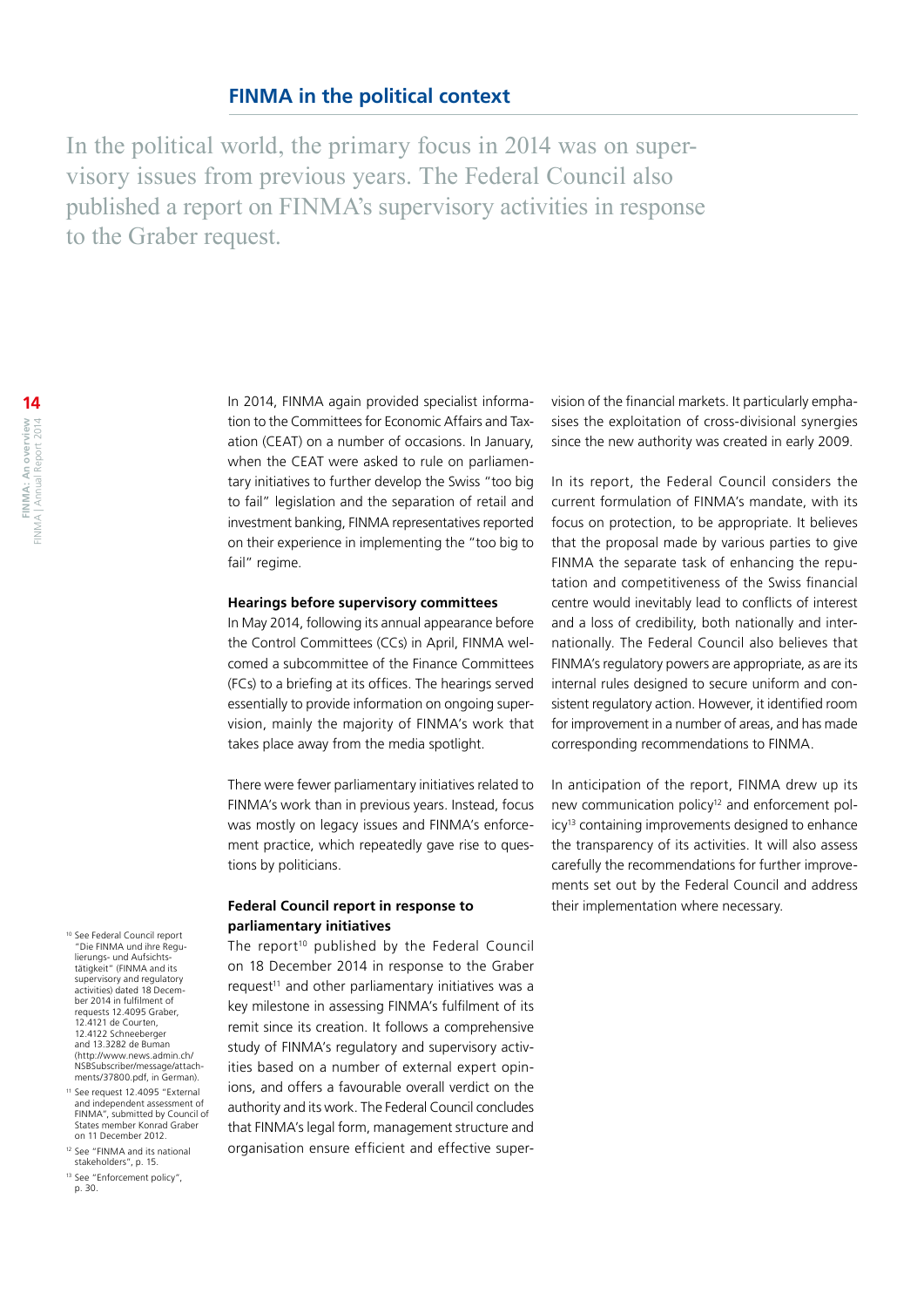## FINMA in the political context

In the political world, the primary focus in 2014 was on supervisory issues from previous years. The Federal Council also published a report on FINMA's supervisory activities in response to the Graber request.

In 2014, FINMA again provided specialist information to the Committees for Economic Affairs and Taxation (CEAT) on a number of occasions. In January, when the CEAT were asked to rule on parliamentary initiatives to further develop the Swiss "too big to fail" legislation and the separation of retail and investment banking, FINMA representatives reported on their experience in implementing the "too big to fail" regime.

### Hearings before supervisory committees

In May 2014, following its annual appearance before the Control Committees (CCs) in April, FINMA welcomed a subcommittee of the Finance Committees (FCs) to a briefing at its offices. The hearings served essentially to provide information on ongoing supervision, mainly the majority of FINMA's work that takes place away from the media spotlight.

There were fewer parliamentary initiatives related to FINMA's work than in previous years. Instead, focus was mostly on legacy issues and FINMA's enforcement practice, which repeatedly gave rise to questions by politicians.

### Federal Council report in response to parliamentary initiatives

The report[10] published by the Federal Council on 18 December 2014 in response to the Graber request[11] and other parliamentary initiatives was a key milestone in assessing FINMA's fulfilment of its remit since its creation. It follows a comprehensive study of FINMA's regulatory and supervisory activities based on a number of external expert opinions, and offers a favourable overall verdict on the authority and its work. The Federal Council concludes that FINMA's legal form, management structure and organisation ensure efficient and effective supervision of the financial markets. It particularly emphasises the exploitation of cross-divisional synergies since the new authority was created in early 2009.

In its report, the Federal Council considers the current formulation of FINMA's mandate, with its focus on protection, to be appropriate. It believes that the proposal made by various parties to give FINMA the separate task of enhancing the reputation and competitiveness of the Swiss financial centre would inevitably lead to conflicts of interest and a loss of credibility, both nationally and internationally. The Federal Council also believes that FINMA's regulatory powers are appropriate, as are its internal rules designed to secure uniform and consistent regulatory action. However, it identified room for improvement in a number of areas, and has made corresponding recommendations to FINMA.

In anticipation of the report, FINMA drew up its new communication policy[12] and enforcement policy[13] containing improvements designed to enhance the transparency of its activities. It will also assess carefully the recommendations for further improvements set out by the Federal Council and address their implementation where necessary.

[10] See Federal Council report "Die FINMA und ihre Regulierungs- und Aufsichtstätigkeit" (FINMA and its supervisory and regulatory activities) dated 18 December 2014 in fulfilment of requests 12.4095 Graber, 12.4121 de Courten, 12.4122 Schneeberger and 13.3282 de Buman (http://www.news.admin.ch/NSBSubscriber/message/attachments/37800.pdf, in German).

[11] See request 12.4095 "External and independent assessment of FINMA", submitted by Council of States member Konrad Graber on 11 December 2012.

[12] See "FINMA and its national stakeholders", p. 15.

[13] See "Enforcement policy", p. 30.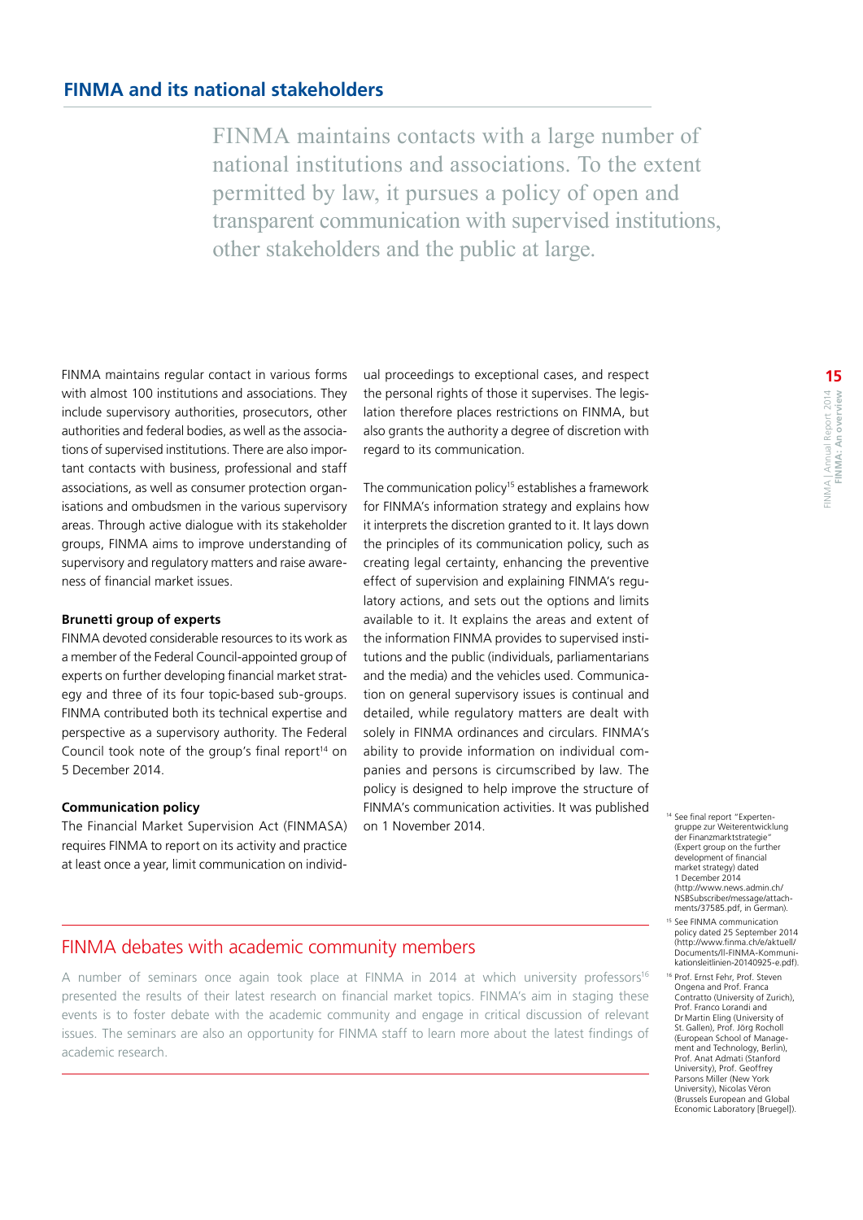## FINMA and its national stakeholders

FINMA maintains contacts with a large number of national institutions and associations. To the extent permitted by law, it pursues a policy of open and transparent communication with supervised institutions, other stakeholders and the public at large.

FINMA maintains regular contact in various forms with almost 100 institutions and associations. They include supervisory authorities, prosecutors, other authorities and federal bodies, as well as the associations of supervised institutions. There are also important contacts with business, professional and staff associations, as well as consumer protection organisations and ombudsmen in the various supervisory areas. Through active dialogue with its stakeholder groups, FINMA aims to improve understanding of supervisory and regulatory matters and raise awareness of financial market issues.

**Brunetti group of experts**

FINMA devoted considerable resources to its work as a member of the Federal Council-appointed group of experts on further developing financial market strategy and three of its four topic-based sub-groups. FINMA contributed both its technical expertise and perspective as a supervisory authority. The Federal Council took note of the group's final report[14] on 5 December 2014.

**Communication policy**

The Financial Market Supervision Act (FINMASA) requires FINMA to report on its activity and practice at least once a year, limit communication on individual proceedings to exceptional cases, and respect the personal rights of those it supervises. The legislation therefore places restrictions on FINMA, but also grants the authority a degree of discretion with regard to its communication.

The communication policy[15] establishes a framework for FINMA's information strategy and explains how it interprets the discretion granted to it. It lays down the principles of its communication policy, such as creating legal certainty, enhancing the preventive effect of supervision and explaining FINMA's regulatory actions, and sets out the options and limits available to it. It explains the areas and extent of the information FINMA provides to supervised institutions and the public (individuals, parliamentarians and the media) and the vehicles used. Communication on general supervisory issues is continual and detailed, while regulatory matters are dealt with solely in FINMA ordinances and circulars. FINMA's ability to provide information on individual companies and persons is circumscribed by law. The policy is designed to help improve the structure of FINMA's communication activities. It was published on 1 November 2014.

## FINMA debates with academic community members

A number of seminars once again took place at FINMA in 2014 at which university professors[16] presented the results of their latest research on financial market topics. FINMA's aim in staging these events is to foster debate with the academic community and engage in critical discussion of relevant issues. The seminars are also an opportunity for FINMA staff to learn more about the latest findings of academic research.

[14] See final report "Expertengruppe zur Weiterentwicklung der Finanzmarktstrategie" (Expert group on the further development of financial market strategy) dated 1 December 2014 (http://www.news.admin.ch/NSBSubscriber/message/attachments/37585.pdf, in German).

[15] See FINMA communication policy dated 25 September 2014 (http://www.finma.ch/e/aktuell/Documents/ll-FINMA-Kommunikationsleitlinien-20140925-e.pdf).

[16] Prof. Ernst Fehr, Prof. Steven Ongena and Prof. Franca Contratto (University of Zurich), Prof. Franco Lorandi and Dr Martin Eling (University of St. Gallen), Prof. Jörg Rocholl (European School of Management and Technology, Berlin), Prof. Anat Admati (Stanford University), Prof. Geoffrey Parsons Miller (New York University), Nicolas Véron (Brussels European and Global Economic Laboratory [Bruegel]).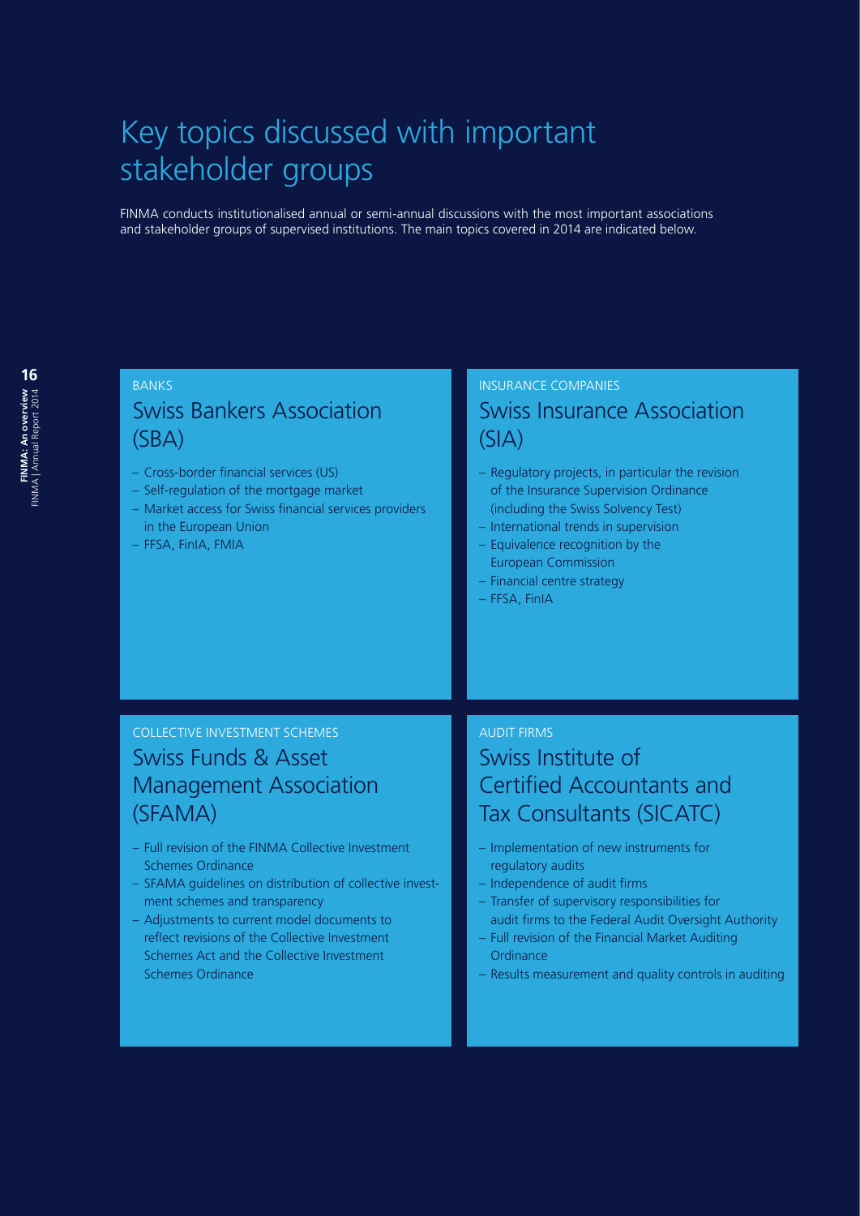# Key topics discussed with important stakeholder groups

FINMA conducts institutionalised annual or semi-annual discussions with the most important associations and stakeholder groups of supervised institutions. The main topics covered in 2014 are indicated below.

BANKS

## Swiss Bankers Association (SBA)

- Cross-border financial services (US)
- Self-regulation of the mortgage market
- Market access for Swiss financial services providers in the European Union
- FFSA, FinIA, FMIA

INSURANCE COMPANIES

## Swiss Insurance Association (SIA)

- Regulatory projects, in particular the revision of the Insurance Supervision Ordinance (including the Swiss Solvency Test)
- International trends in supervision
- Equivalence recognition by the European Commission
- Financial centre strategy
- FFSA, FinIA

COLLECTIVE INVESTMENT SCHEMES

## Swiss Funds & Asset Management Association (SFAMA)

- Full revision of the FINMA Collective Investment Schemes Ordinance
- SFAMA guidelines on distribution of collective investment schemes and transparency
- Adjustments to current model documents to reflect revisions of the Collective Investment Schemes Act and the Collective Investment Schemes Ordinance

AUDIT FIRMS

## Swiss Institute of Certified Accountants and Tax Consultants (SICATC)

- Implementation of new instruments for regulatory audits
- Independence of audit firms
- Transfer of supervisory responsibilities for audit firms to the Federal Audit Oversight Authority
- Full revision of the Financial Market Auditing Ordinance
- Results measurement and quality controls in auditing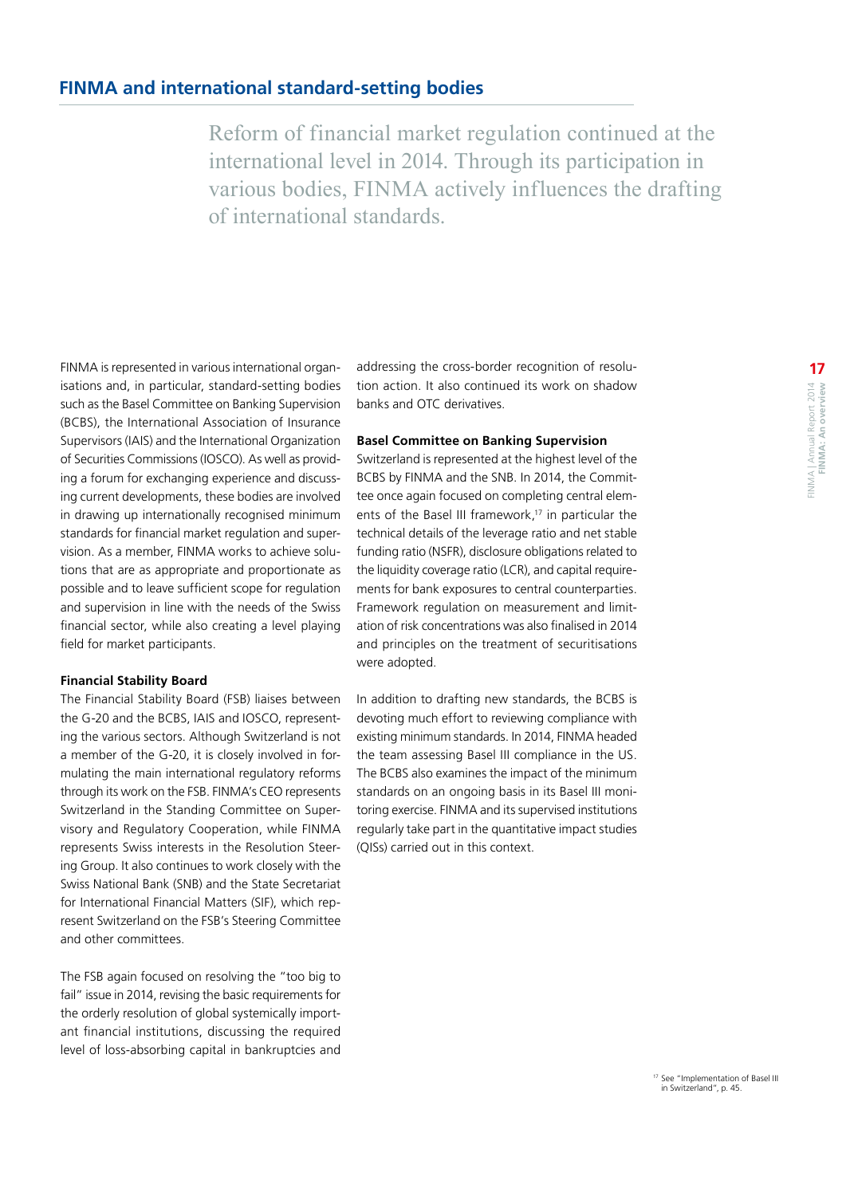## FINMA and international standard-setting bodies

Reform of financial market regulation continued at the international level in 2014. Through its participation in various bodies, FINMA actively influences the drafting of international standards.

FINMA is represented in various international organisations and, in particular, standard-setting bodies such as the Basel Committee on Banking Supervision (BCBS), the International Association of Insurance Supervisors (IAIS) and the International Organization of Securities Commissions (IOSCO). As well as providing a forum for exchanging experience and discussing current developments, these bodies are involved in drawing up internationally recognised minimum standards for financial market regulation and supervision. As a member, FINMA works to achieve solutions that are as appropriate and proportionate as possible and to leave sufficient scope for regulation and supervision in line with the needs of the Swiss financial sector, while also creating a level playing field for market participants.

**Financial Stability Board**

The Financial Stability Board (FSB) liaises between the G-20 and the BCBS, IAIS and IOSCO, representing the various sectors. Although Switzerland is not a member of the G-20, it is closely involved in formulating the main international regulatory reforms through its work on the FSB. FINMA's CEO represents Switzerland in the Standing Committee on Supervisory and Regulatory Cooperation, while FINMA represents Swiss interests in the Resolution Steering Group. It also continues to work closely with the Swiss National Bank (SNB) and the State Secretariat for International Financial Matters (SIF), which represent Switzerland on the FSB's Steering Committee and other committees.

The FSB again focused on resolving the "too big to fail" issue in 2014, revising the basic requirements for the orderly resolution of global systemically important financial institutions, discussing the required level of loss-absorbing capital in bankruptcies and addressing the cross-border recognition of resolution action. It also continued its work on shadow banks and OTC derivatives.

**Basel Committee on Banking Supervision**

Switzerland is represented at the highest level of the BCBS by FINMA and the SNB. In 2014, the Committee once again focused on completing central elements of the Basel III framework,[17] in particular the technical details of the leverage ratio and net stable funding ratio (NSFR), disclosure obligations related to the liquidity coverage ratio (LCR), and capital requirements for bank exposures to central counterparties. Framework regulation on measurement and limitation of risk concentrations was also finalised in 2014 and principles on the treatment of securitisations were adopted.

In addition to drafting new standards, the BCBS is devoting much effort to reviewing compliance with existing minimum standards. In 2014, FINMA headed the team assessing Basel III compliance in the US. The BCBS also examines the impact of the minimum standards on an ongoing basis in its Basel III monitoring exercise. FINMA and its supervised institutions regularly take part in the quantitative impact studies (QISs) carried out in this context.

[17] See "Implementation of Basel III in Switzerland", p. 45.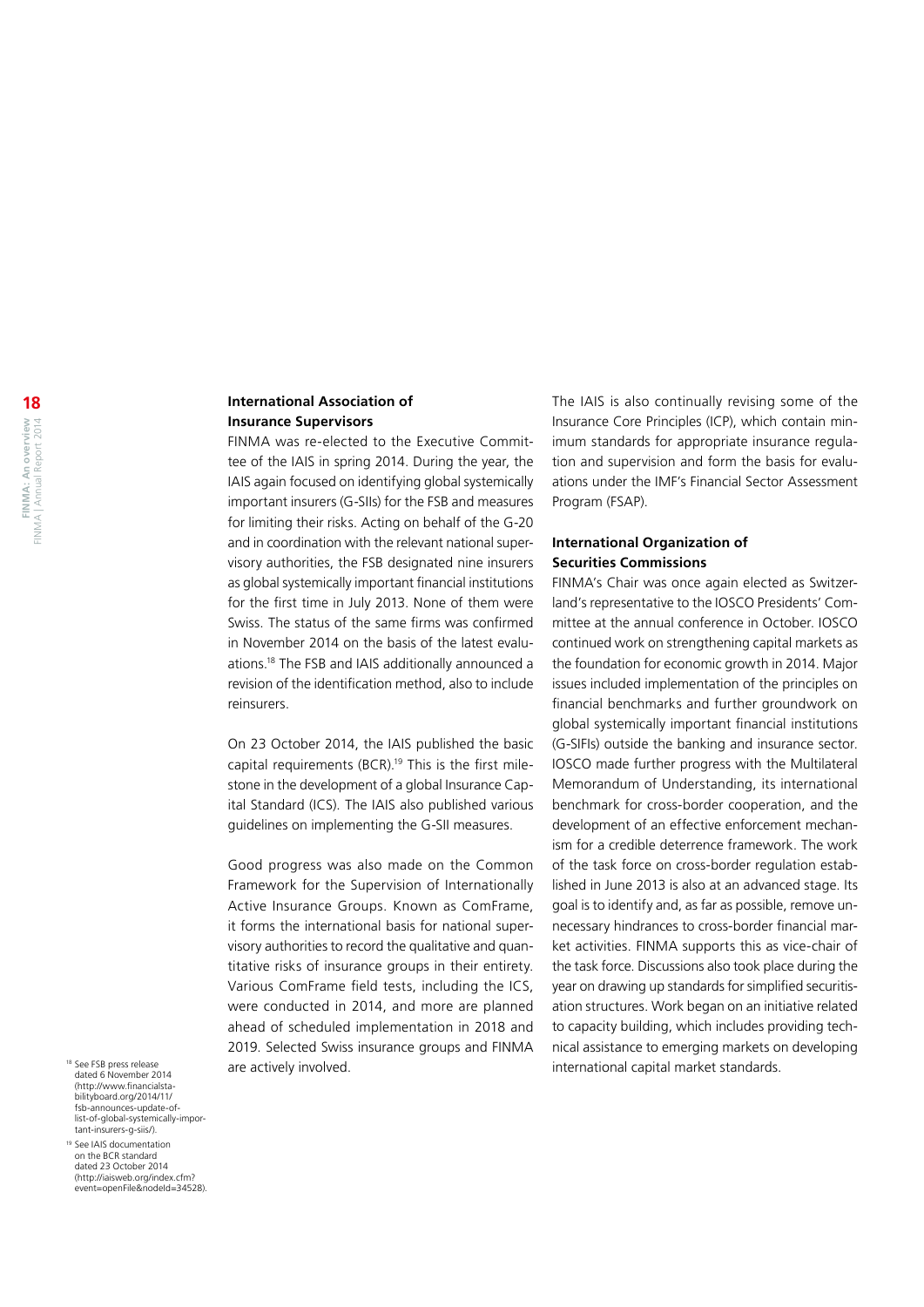### International Association of Insurance Supervisors

FINMA was re-elected to the Executive Committee of the IAIS in spring 2014. During the year, the IAIS again focused on identifying global systemically important insurers (G-SIIs) for the FSB and measures for limiting their risks. Acting on behalf of the G-20 and in coordination with the relevant national supervisory authorities, the FSB designated nine insurers as global systemically important financial institutions for the first time in July 2013. None of them were Swiss. The status of the same firms was confirmed in November 2014 on the basis of the latest evaluations.[18] The FSB and IAIS additionally announced a revision of the identification method, also to include reinsurers.

On 23 October 2014, the IAIS published the basic capital requirements (BCR).[19] This is the first milestone in the development of a global Insurance Capital Standard (ICS). The IAIS also published various guidelines on implementing the G-SII measures.

Good progress was also made on the Common Framework for the Supervision of Internationally Active Insurance Groups. Known as ComFrame, it forms the international basis for national supervisory authorities to record the qualitative and quantitative risks of insurance groups in their entirety. Various ComFrame field tests, including the ICS, were conducted in 2014, and more are planned ahead of scheduled implementation in 2018 and 2019. Selected Swiss insurance groups and FINMA are actively involved.

The IAIS is also continually revising some of the Insurance Core Principles (ICP), which contain minimum standards for appropriate insurance regulation and supervision and form the basis for evaluations under the IMF's Financial Sector Assessment Program (FSAP).

### International Organization of Securities Commissions

FINMA's Chair was once again elected as Switzerland's representative to the IOSCO Presidents' Committee at the annual conference in October. IOSCO continued work on strengthening capital markets as the foundation for economic growth in 2014. Major issues included implementation of the principles on financial benchmarks and further groundwork on global systemically important financial institutions (G-SIFIs) outside the banking and insurance sector. IOSCO made further progress with the Multilateral Memorandum of Understanding, its international benchmark for cross-border cooperation, and the development of an effective enforcement mechanism for a credible deterrence framework. The work of the task force on cross-border regulation established in June 2013 is also at an advanced stage. Its goal is to identify and, as far as possible, remove unnecessary hindrances to cross-border financial market activities. FINMA supports this as vice-chair of the task force. Discussions also took place during the year on drawing up standards for simplified securitisation structures. Work began on an initiative related to capacity building, which includes providing technical assistance to emerging markets on developing international capital market standards.

[18] See FSB press release dated 6 November 2014 (http://www.financialstabilityboard.org/2014/11/fsb-announces-update-of-list-of-global-systemically-important-insurers-g-siis/).

[19] See IAIS documentation on the BCR standard dated 23 October 2014 (http://iaisweb.org/index.cfm?event=openFile&nodeId=34528).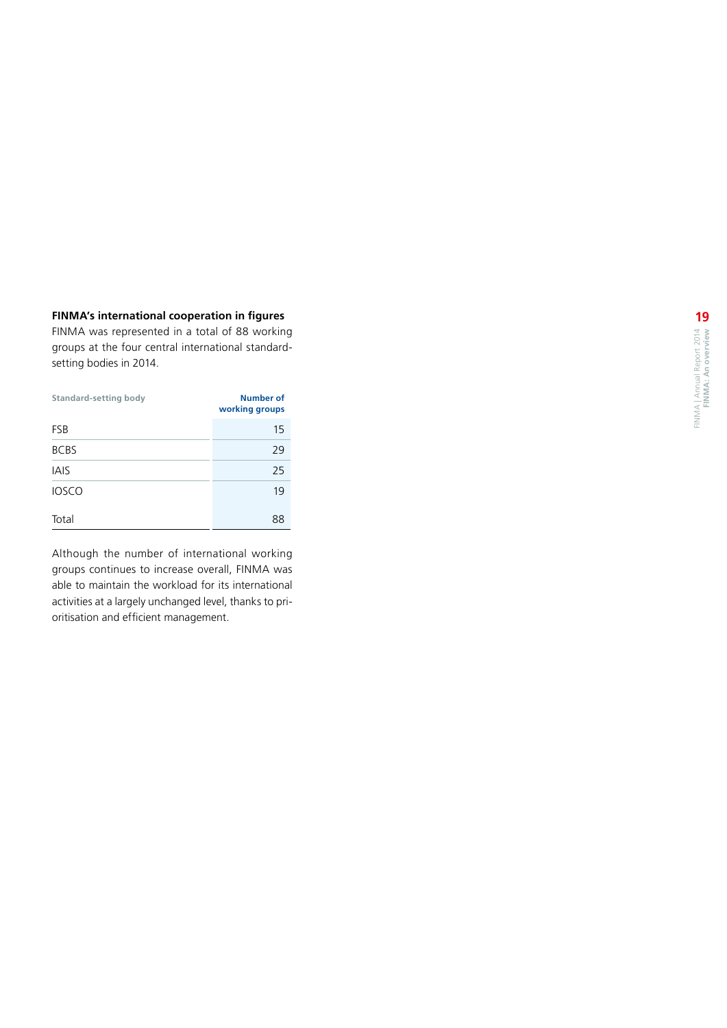**FINMA's international cooperation in figures**

FINMA was represented in a total of 88 working groups at the four central international standard-setting bodies in 2014.

| Standard-setting body | Number of working groups |
|---|---|
| FSB | 15 |
| BCBS | 29 |
| IAIS | 25 |
| IOSCO | 19 |
| Total | 88 |

Although the number of international working groups continues to increase overall, FINMA was able to maintain the workload for its international activities at a largely unchanged level, thanks to prioritisation and efficient management.